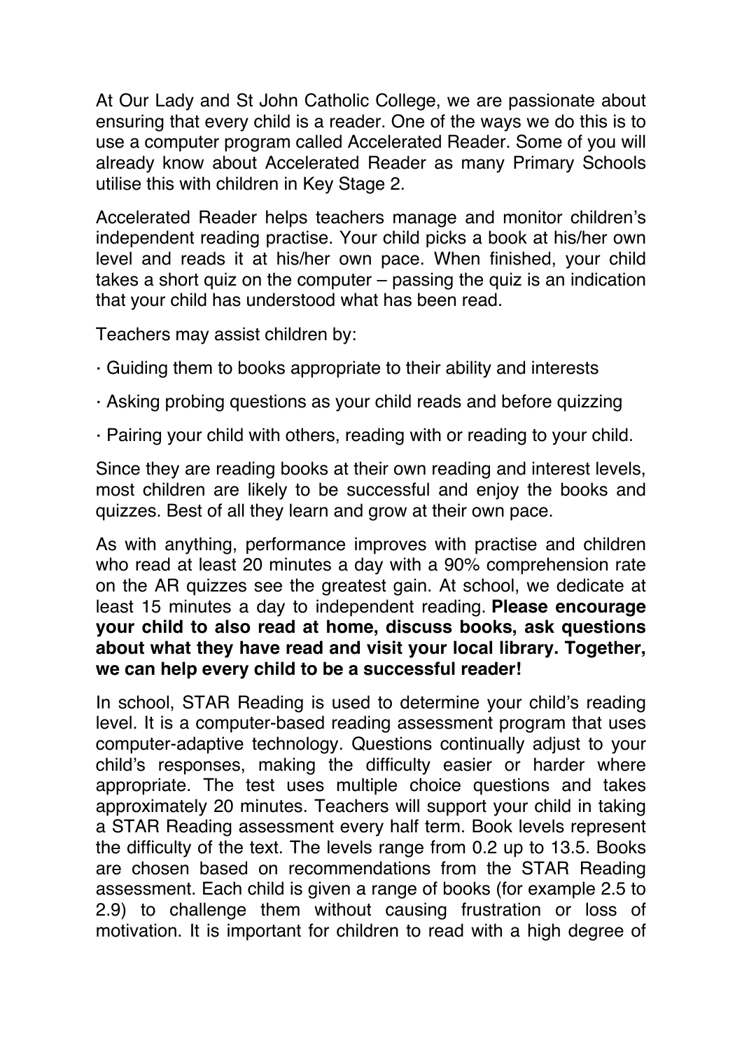At Our Lady and St John Catholic College, we are passionate about ensuring that every child is a reader. One of the ways we do this is to use a computer program called Accelerated Reader. Some of you will already know about Accelerated Reader as many Primary Schools utilise this with children in Key Stage 2.

Accelerated Reader helps teachers manage and monitor children's independent reading practise. Your child picks a book at his/her own level and reads it at his/her own pace. When finished, your child takes a short quiz on the computer – passing the quiz is an indication that your child has understood what has been read.

Teachers may assist children by:

· Guiding them to books appropriate to their ability and interests

· Asking probing questions as your child reads and before quizzing

· Pairing your child with others, reading with or reading to your child.

Since they are reading books at their own reading and interest levels, most children are likely to be successful and enjoy the books and quizzes. Best of all they learn and grow at their own pace.

As with anything, performance improves with practise and children who read at least 20 minutes a day with a 90% comprehension rate on the AR quizzes see the greatest gain. At school, we dedicate at least 15 minutes a day to independent reading. **Please encourage your child to also read at home, discuss books, ask questions about what they have read and visit your local library. Together, we can help every child to be a successful reader!**

In school, STAR Reading is used to determine your child's reading level. It is a computer-based reading assessment program that uses computer-adaptive technology. Questions continually adjust to your child's responses, making the difficulty easier or harder where appropriate. The test uses multiple choice questions and takes approximately 20 minutes. Teachers will support your child in taking a STAR Reading assessment every half term. Book levels represent the difficulty of the text. The levels range from 0.2 up to 13.5. Books are chosen based on recommendations from the STAR Reading assessment. Each child is given a range of books (for example 2.5 to 2.9) to challenge them without causing frustration or loss of motivation. It is important for children to read with a high degree of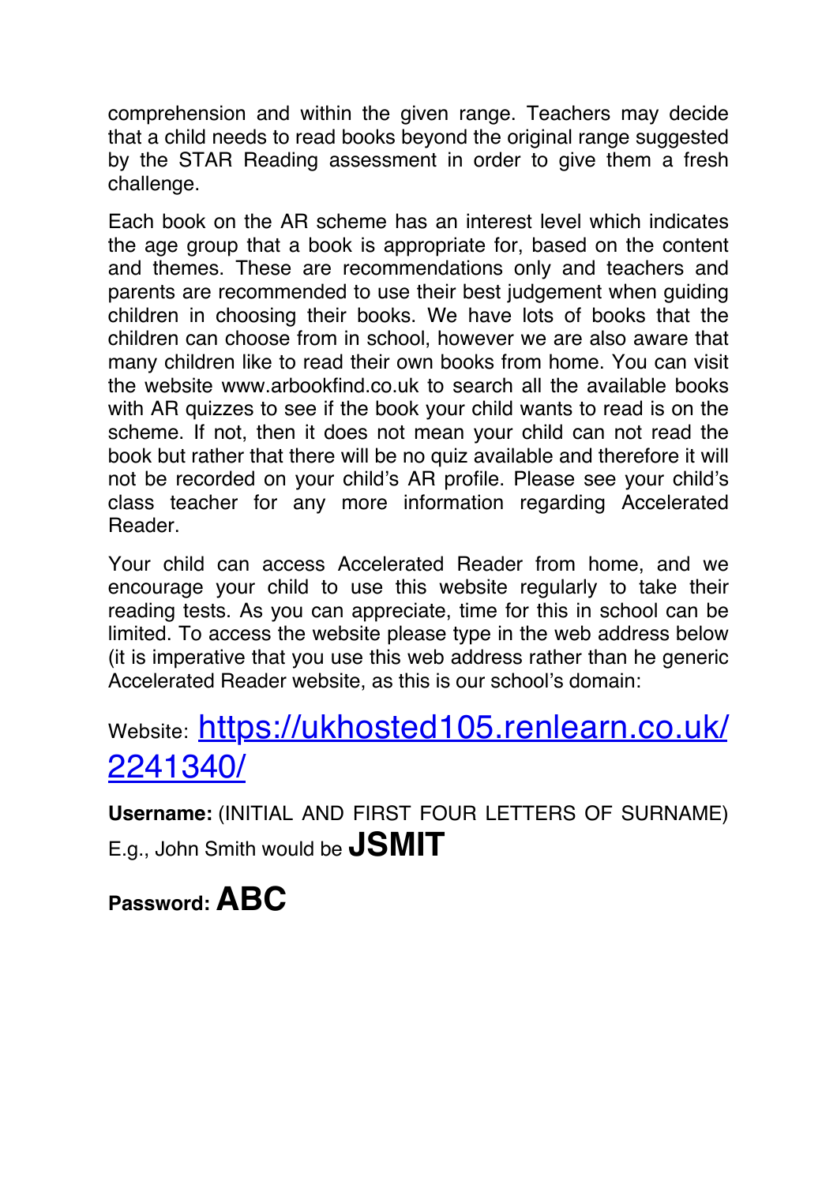comprehension and within the given range. Teachers may decide that a child needs to read books beyond the original range suggested by the STAR Reading assessment in order to give them a fresh challenge.

Each book on the AR scheme has an interest level which indicates the age group that a book is appropriate for, based on the content and themes. These are recommendations only and teachers and parents are recommended to use their best judgement when guiding children in choosing their books. We have lots of books that the children can choose from in school, however we are also aware that many children like to read their own books from home. You can visit the website www.arbookfind.co.uk to search all the available books with AR quizzes to see if the book your child wants to read is on the scheme. If not, then it does not mean your child can not read the book but rather that there will be no quiz available and therefore it will not be recorded on your child's AR profile. Please see your child's class teacher for any more information regarding Accelerated Reader.

Your child can access Accelerated Reader from home, and we encourage your child to use this website regularly to take their reading tests. As you can appreciate, time for this in school can be limited. To access the website please type in the web address below (it is imperative that you use this web address rather than he generic Accelerated Reader website, as this is our school's domain:

Website: https://ukhosted105.renlearn.co.uk/2241340/

**Username:** (INITIAL AND FIRST FOUR LETTERS OF SURNAME)
E.g., John Smith would be **JSMIT**

**Password: ABC**